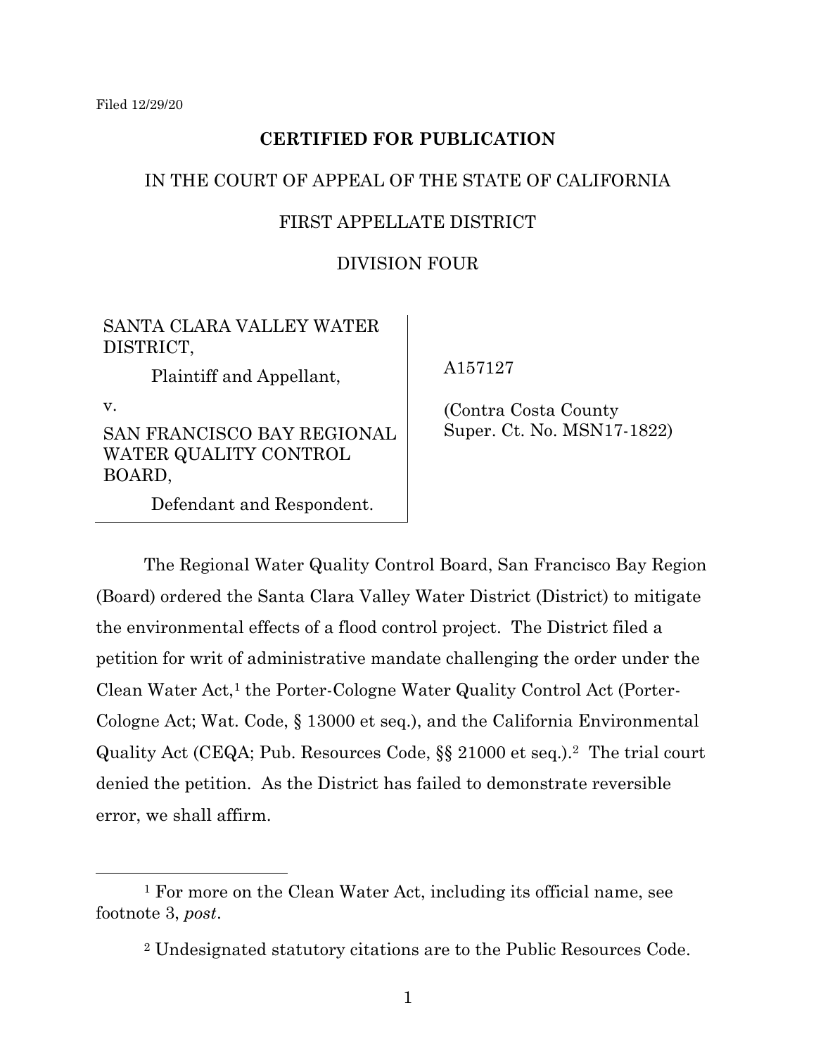Filed 12/29/20

**CERTIFIED FOR PUBLICATION**

IN THE COURT OF APPEAL OF THE STATE OF CALIFORNIA

FIRST APPELLATE DISTRICT

DIVISION FOUR

| | |
|---|---|
| SANTA CLARA VALLEY WATER DISTRICT,<br>Plaintiff and Appellant,<br>v.<br>SAN FRANCISCO BAY REGIONAL WATER QUALITY CONTROL BOARD,<br>Defendant and Respondent. | A157127<br><br>(Contra Costa County Super. Ct. No. MSN17-1822) |

The Regional Water Quality Control Board, San Francisco Bay Region (Board) ordered the Santa Clara Valley Water District (District) to mitigate the environmental effects of a flood control project. The District filed a petition for writ of administrative mandate challenging the order under the Clean Water Act,[1] the Porter-Cologne Water Quality Control Act (Porter-Cologne Act; Wat. Code, § 13000 et seq.), and the California Environmental Quality Act (CEQA; Pub. Resources Code, §§ 21000 et seq.).[2] The trial court denied the petition. As the District has failed to demonstrate reversible error, we shall affirm.

---

[1] For more on the Clean Water Act, including its official name, see footnote 3, *post*.

[2] Undesignated statutory citations are to the Public Resources Code.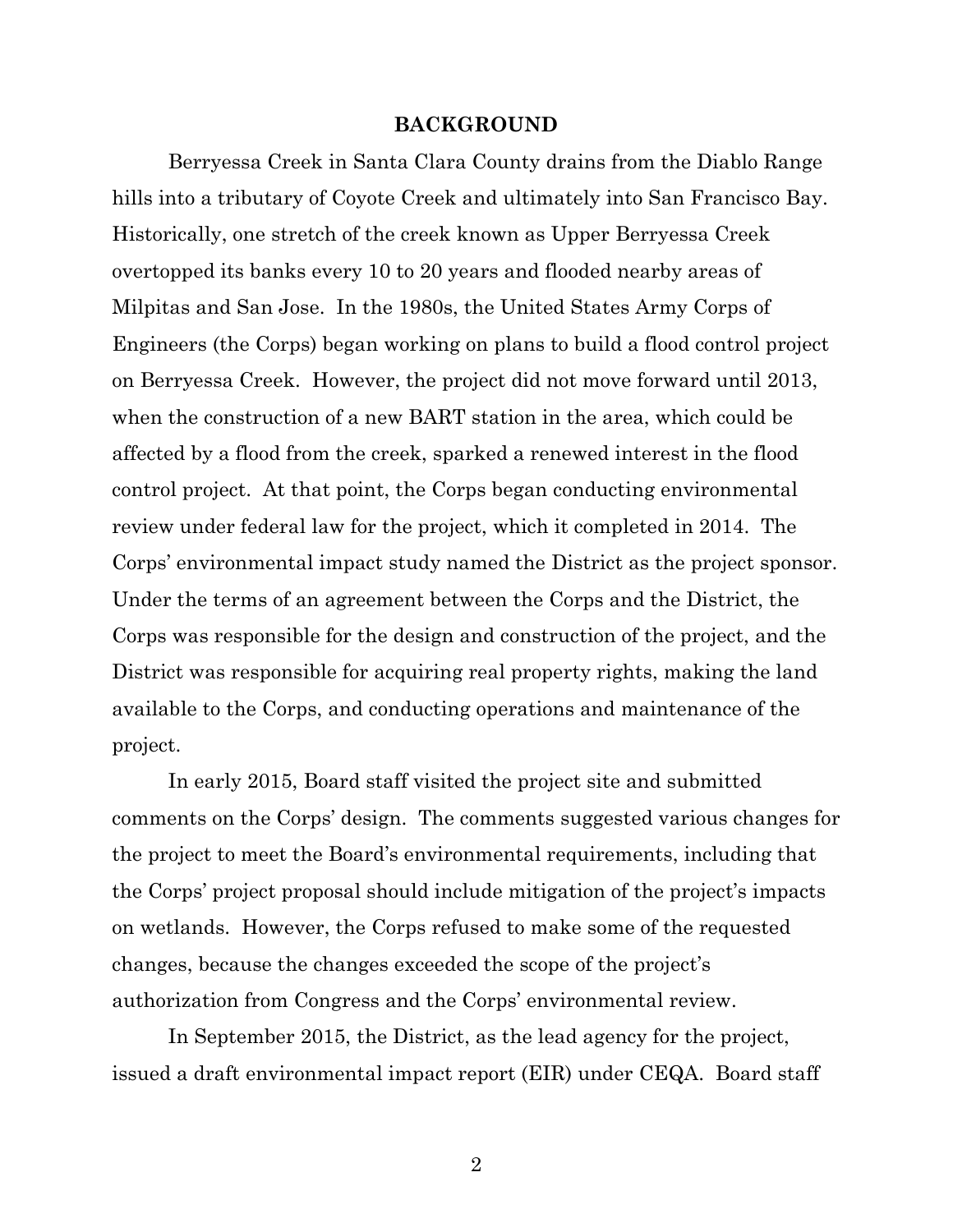## BACKGROUND

Berryessa Creek in Santa Clara County drains from the Diablo Range hills into a tributary of Coyote Creek and ultimately into San Francisco Bay. Historically, one stretch of the creek known as Upper Berryessa Creek overtopped its banks every 10 to 20 years and flooded nearby areas of Milpitas and San Jose. In the 1980s, the United States Army Corps of Engineers (the Corps) began working on plans to build a flood control project on Berryessa Creek. However, the project did not move forward until 2013, when the construction of a new BART station in the area, which could be affected by a flood from the creek, sparked a renewed interest in the flood control project. At that point, the Corps began conducting environmental review under federal law for the project, which it completed in 2014. The Corps' environmental impact study named the District as the project sponsor. Under the terms of an agreement between the Corps and the District, the Corps was responsible for the design and construction of the project, and the District was responsible for acquiring real property rights, making the land available to the Corps, and conducting operations and maintenance of the project.

In early 2015, Board staff visited the project site and submitted comments on the Corps' design. The comments suggested various changes for the project to meet the Board's environmental requirements, including that the Corps' project proposal should include mitigation of the project's impacts on wetlands. However, the Corps refused to make some of the requested changes, because the changes exceeded the scope of the project's authorization from Congress and the Corps' environmental review.

In September 2015, the District, as the lead agency for the project, issued a draft environmental impact report (EIR) under CEQA. Board staff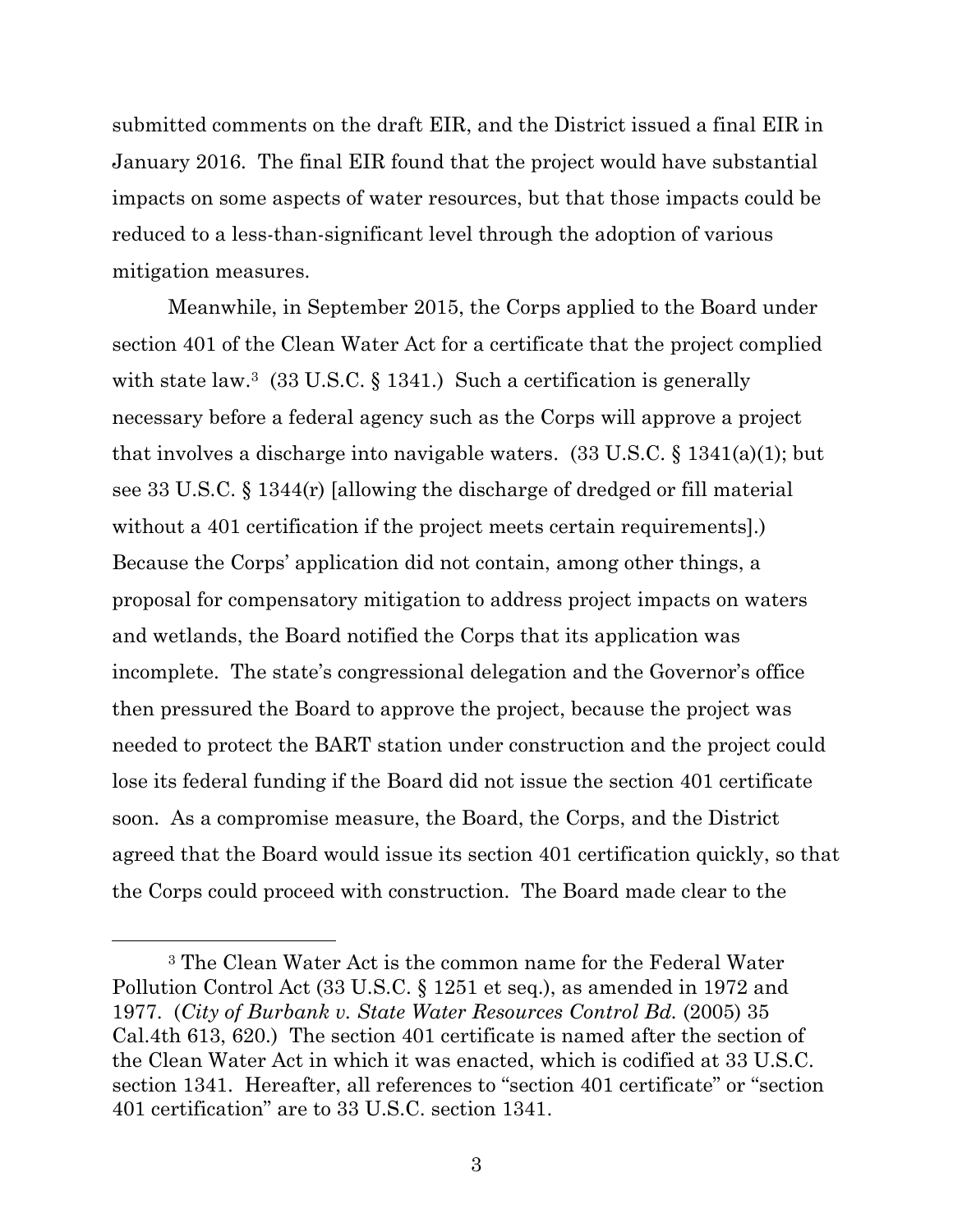submitted comments on the draft EIR, and the District issued a final EIR in January 2016. The final EIR found that the project would have substantial impacts on some aspects of water resources, but that those impacts could be reduced to a less-than-significant level through the adoption of various mitigation measures.

Meanwhile, in September 2015, the Corps applied to the Board under section 401 of the Clean Water Act for a certificate that the project complied with state law.[3] (33 U.S.C. § 1341.) Such a certification is generally necessary before a federal agency such as the Corps will approve a project that involves a discharge into navigable waters. (33 U.S.C. § 1341(a)(1); but see 33 U.S.C. § 1344(r) [allowing the discharge of dredged or fill material without a 401 certification if the project meets certain requirements].) Because the Corps' application did not contain, among other things, a proposal for compensatory mitigation to address project impacts on waters and wetlands, the Board notified the Corps that its application was incomplete. The state's congressional delegation and the Governor's office then pressured the Board to approve the project, because the project was needed to protect the BART station under construction and the project could lose its federal funding if the Board did not issue the section 401 certificate soon. As a compromise measure, the Board, the Corps, and the District agreed that the Board would issue its section 401 certification quickly, so that the Corps could proceed with construction. The Board made clear to the

[3] The Clean Water Act is the common name for the Federal Water Pollution Control Act (33 U.S.C. § 1251 et seq.), as amended in 1972 and 1977. (*City of Burbank v. State Water Resources Control Bd.* (2005) 35 Cal.4th 613, 620.) The section 401 certificate is named after the section of the Clean Water Act in which it was enacted, which is codified at 33 U.S.C. section 1341. Hereafter, all references to "section 401 certificate" or "section 401 certification" are to 33 U.S.C. section 1341.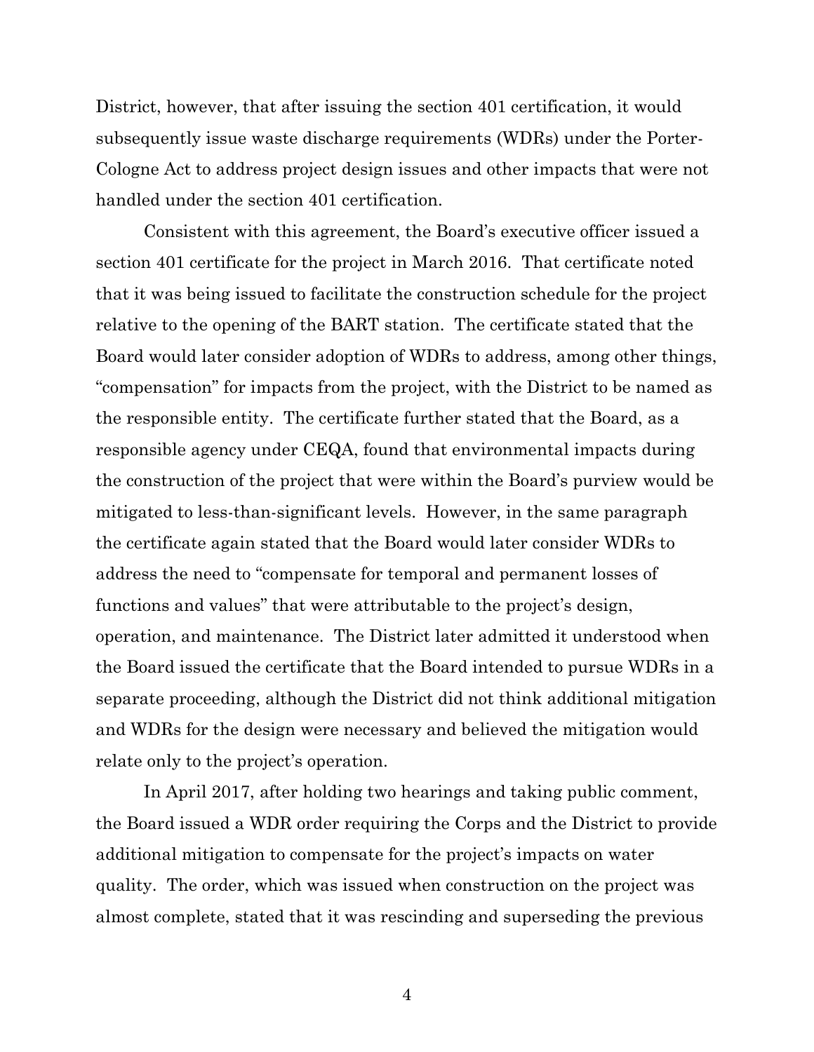District, however, that after issuing the section 401 certification, it would subsequently issue waste discharge requirements (WDRs) under the Porter-Cologne Act to address project design issues and other impacts that were not handled under the section 401 certification.

Consistent with this agreement, the Board's executive officer issued a section 401 certificate for the project in March 2016. That certificate noted that it was being issued to facilitate the construction schedule for the project relative to the opening of the BART station. The certificate stated that the Board would later consider adoption of WDRs to address, among other things, "compensation" for impacts from the project, with the District to be named as the responsible entity. The certificate further stated that the Board, as a responsible agency under CEQA, found that environmental impacts during the construction of the project that were within the Board's purview would be mitigated to less-than-significant levels. However, in the same paragraph the certificate again stated that the Board would later consider WDRs to address the need to "compensate for temporal and permanent losses of functions and values" that were attributable to the project's design, operation, and maintenance. The District later admitted it understood when the Board issued the certificate that the Board intended to pursue WDRs in a separate proceeding, although the District did not think additional mitigation and WDRs for the design were necessary and believed the mitigation would relate only to the project's operation.

In April 2017, after holding two hearings and taking public comment, the Board issued a WDR order requiring the Corps and the District to provide additional mitigation to compensate for the project's impacts on water quality. The order, which was issued when construction on the project was almost complete, stated that it was rescinding and superseding the previous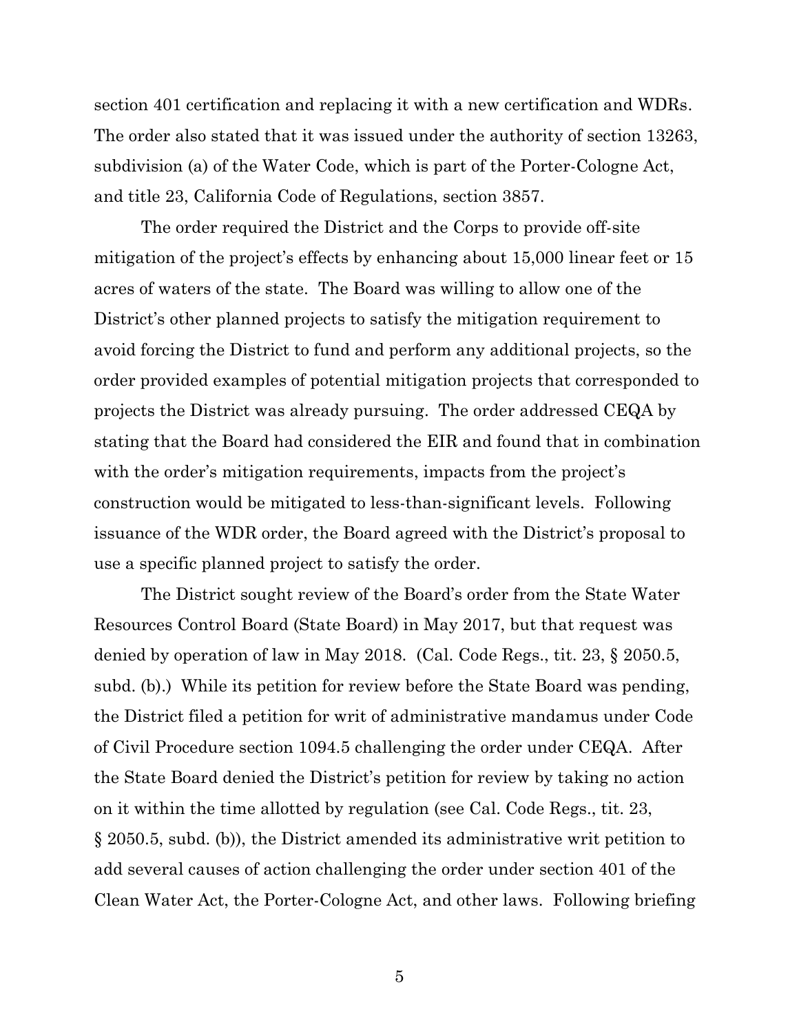section 401 certification and replacing it with a new certification and WDRs. The order also stated that it was issued under the authority of section 13263, subdivision (a) of the Water Code, which is part of the Porter-Cologne Act, and title 23, California Code of Regulations, section 3857.

The order required the District and the Corps to provide off-site mitigation of the project's effects by enhancing about 15,000 linear feet or 15 acres of waters of the state. The Board was willing to allow one of the District's other planned projects to satisfy the mitigation requirement to avoid forcing the District to fund and perform any additional projects, so the order provided examples of potential mitigation projects that corresponded to projects the District was already pursuing. The order addressed CEQA by stating that the Board had considered the EIR and found that in combination with the order's mitigation requirements, impacts from the project's construction would be mitigated to less-than-significant levels. Following issuance of the WDR order, the Board agreed with the District's proposal to use a specific planned project to satisfy the order.

The District sought review of the Board's order from the State Water Resources Control Board (State Board) in May 2017, but that request was denied by operation of law in May 2018. (Cal. Code Regs., tit. 23, § 2050.5, subd. (b).) While its petition for review before the State Board was pending, the District filed a petition for writ of administrative mandamus under Code of Civil Procedure section 1094.5 challenging the order under CEQA. After the State Board denied the District's petition for review by taking no action on it within the time allotted by regulation (see Cal. Code Regs., tit. 23, § 2050.5, subd. (b)), the District amended its administrative writ petition to add several causes of action challenging the order under section 401 of the Clean Water Act, the Porter-Cologne Act, and other laws. Following briefing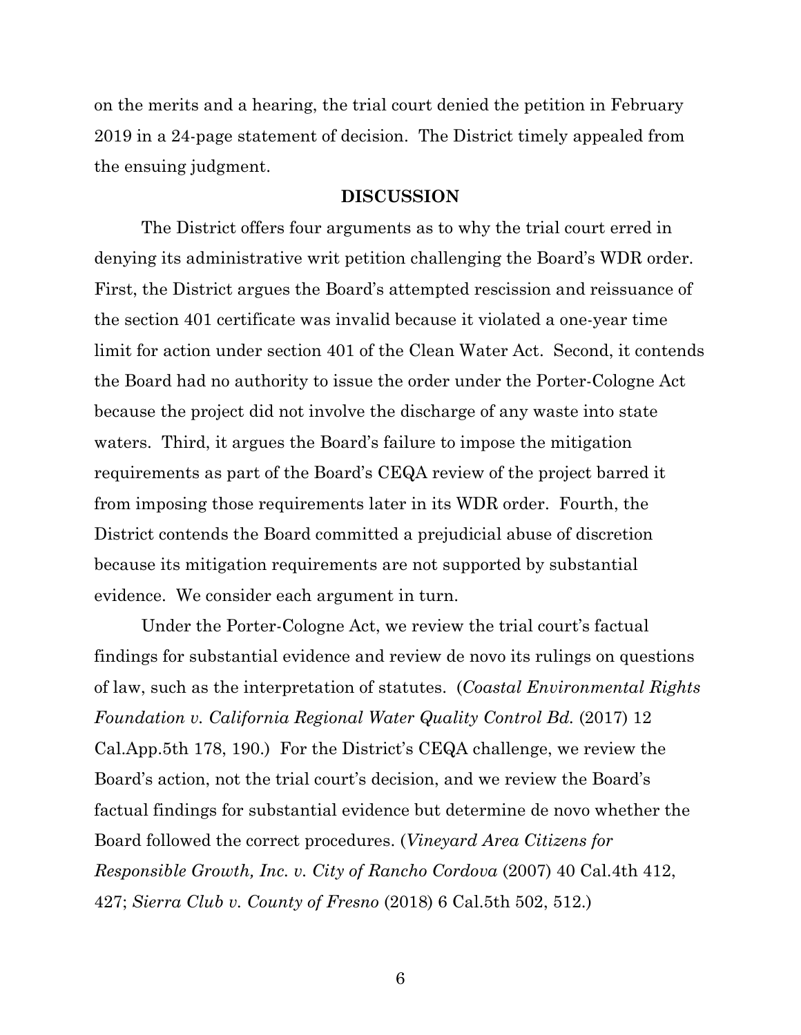on the merits and a hearing, the trial court denied the petition in February 2019 in a 24-page statement of decision. The District timely appealed from the ensuing judgment.

## DISCUSSION

The District offers four arguments as to why the trial court erred in denying its administrative writ petition challenging the Board's WDR order. First, the District argues the Board's attempted rescission and reissuance of the section 401 certificate was invalid because it violated a one-year time limit for action under section 401 of the Clean Water Act. Second, it contends the Board had no authority to issue the order under the Porter-Cologne Act because the project did not involve the discharge of any waste into state waters. Third, it argues the Board's failure to impose the mitigation requirements as part of the Board's CEQA review of the project barred it from imposing those requirements later in its WDR order. Fourth, the District contends the Board committed a prejudicial abuse of discretion because its mitigation requirements are not supported by substantial evidence. We consider each argument in turn.

Under the Porter-Cologne Act, we review the trial court's factual findings for substantial evidence and review de novo its rulings on questions of law, such as the interpretation of statutes. (*Coastal Environmental Rights Foundation v. California Regional Water Quality Control Bd.* (2017) 12 Cal.App.5th 178, 190.) For the District's CEQA challenge, we review the Board's action, not the trial court's decision, and we review the Board's factual findings for substantial evidence but determine de novo whether the Board followed the correct procedures. (*Vineyard Area Citizens for Responsible Growth, Inc. v. City of Rancho Cordova* (2007) 40 Cal.4th 412, 427; *Sierra Club v. County of Fresno* (2018) 6 Cal.5th 502, 512.)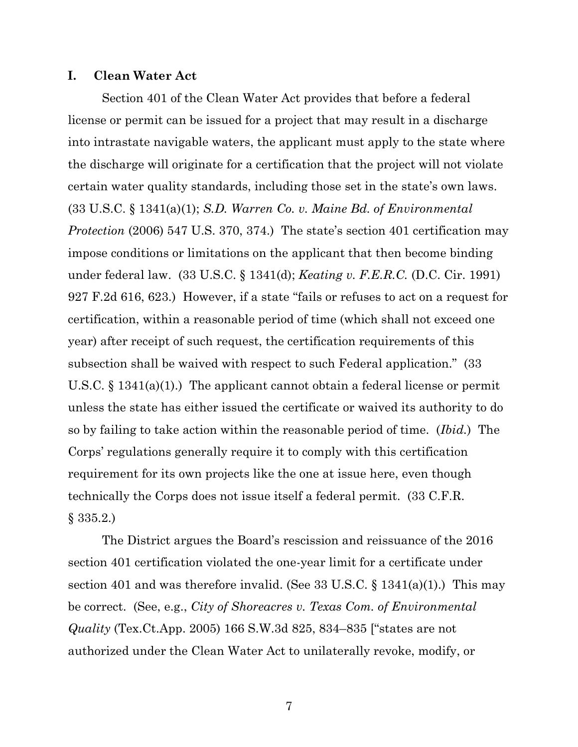## I. Clean Water Act

Section 401 of the Clean Water Act provides that before a federal license or permit can be issued for a project that may result in a discharge into intrastate navigable waters, the applicant must apply to the state where the discharge will originate for a certification that the project will not violate certain water quality standards, including those set in the state's own laws. (33 U.S.C. § 1341(a)(1); *S.D. Warren Co. v. Maine Bd. of Environmental Protection* (2006) 547 U.S. 370, 374.) The state's section 401 certification may impose conditions or limitations on the applicant that then become binding under federal law. (33 U.S.C. § 1341(d); *Keating v. F.E.R.C.* (D.C. Cir. 1991) 927 F.2d 616, 623.) However, if a state "fails or refuses to act on a request for certification, within a reasonable period of time (which shall not exceed one year) after receipt of such request, the certification requirements of this subsection shall be waived with respect to such Federal application." (33 U.S.C. § 1341(a)(1).) The applicant cannot obtain a federal license or permit unless the state has either issued the certificate or waived its authority to do so by failing to take action within the reasonable period of time. (*Ibid.*) The Corps' regulations generally require it to comply with this certification requirement for its own projects like the one at issue here, even though technically the Corps does not issue itself a federal permit. (33 C.F.R. § 335.2.)

The District argues the Board's rescission and reissuance of the 2016 section 401 certification violated the one-year limit for a certificate under section 401 and was therefore invalid. (See 33 U.S.C. § 1341(a)(1).) This may be correct. (See, e.g., *City of Shoreacres v. Texas Com. of Environmental Quality* (Tex.Ct.App. 2005) 166 S.W.3d 825, 834–835 ["states are not authorized under the Clean Water Act to unilaterally revoke, modify, or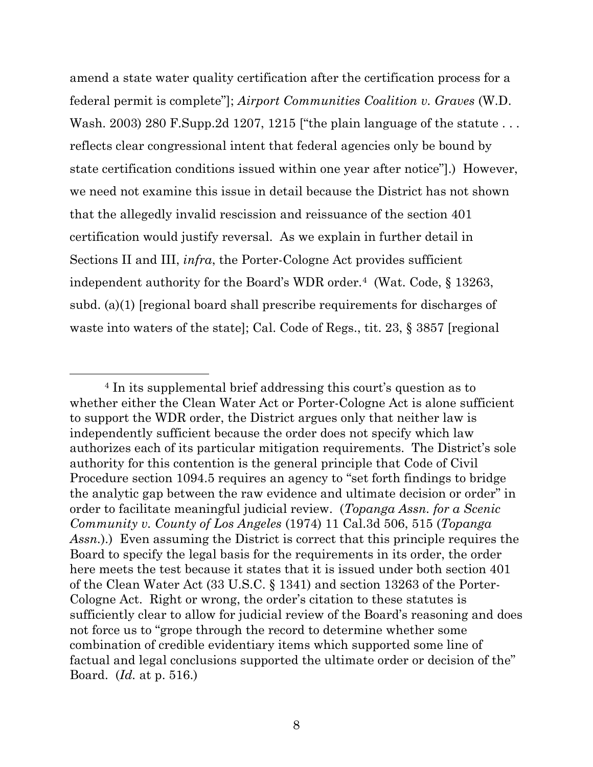amend a state water quality certification after the certification process for a federal permit is complete"]; *Airport Communities Coalition v. Graves* (W.D. Wash. 2003) 280 F.Supp.2d 1207, 1215 ["the plain language of the statute . . . reflects clear congressional intent that federal agencies only be bound by state certification conditions issued within one year after notice"].) However, we need not examine this issue in detail because the District has not shown that the allegedly invalid rescission and reissuance of the section 401 certification would justify reversal. As we explain in further detail in Sections II and III, *infra*, the Porter-Cologne Act provides sufficient independent authority for the Board's WDR order.[4] (Wat. Code, § 13263, subd. (a)(1) [regional board shall prescribe requirements for discharges of waste into waters of the state]; Cal. Code of Regs., tit. 23, § 3857 [regional

---

[4] In its supplemental brief addressing this court's question as to whether either the Clean Water Act or Porter-Cologne Act is alone sufficient to support the WDR order, the District argues only that neither law is independently sufficient because the order does not specify which law authorizes each of its particular mitigation requirements. The District's sole authority for this contention is the general principle that Code of Civil Procedure section 1094.5 requires an agency to "set forth findings to bridge the analytic gap between the raw evidence and ultimate decision or order" in order to facilitate meaningful judicial review. (*Topanga Assn. for a Scenic Community v. County of Los Angeles* (1974) 11 Cal.3d 506, 515 (*Topanga Assn.*).) Even assuming the District is correct that this principle requires the Board to specify the legal basis for the requirements in its order, the order here meets the test because it states that it is issued under both section 401 of the Clean Water Act (33 U.S.C. § 1341) and section 13263 of the Porter-Cologne Act. Right or wrong, the order's citation to these statutes is sufficiently clear to allow for judicial review of the Board's reasoning and does not force us to "grope through the record to determine whether some combination of credible evidentiary items which supported some line of factual and legal conclusions supported the ultimate order or decision of the" Board. (*Id.* at p. 516.)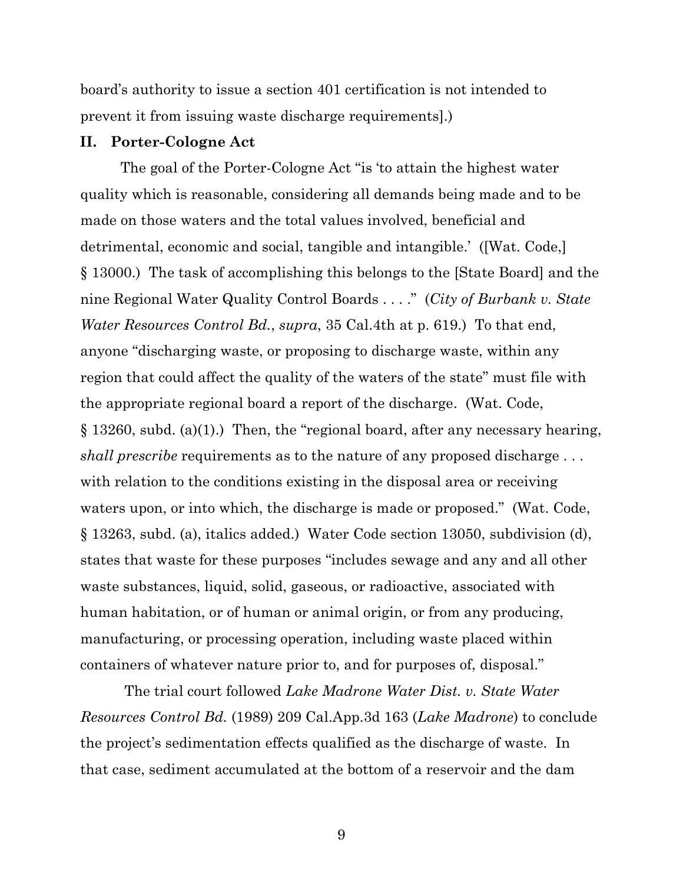board's authority to issue a section 401 certification is not intended to prevent it from issuing waste discharge requirements].)

## II. Porter-Cologne Act

The goal of the Porter-Cologne Act "is 'to attain the highest water quality which is reasonable, considering all demands being made and to be made on those waters and the total values involved, beneficial and detrimental, economic and social, tangible and intangible.' ([Wat. Code,] § 13000.) The task of accomplishing this belongs to the [State Board] and the nine Regional Water Quality Control Boards . . . ." (*City of Burbank v. State Water Resources Control Bd.*, *supra*, 35 Cal.4th at p. 619.) To that end, anyone "discharging waste, or proposing to discharge waste, within any region that could affect the quality of the waters of the state" must file with the appropriate regional board a report of the discharge. (Wat. Code, § 13260, subd. (a)(1).) Then, the "regional board, after any necessary hearing, *shall prescribe* requirements as to the nature of any proposed discharge . . . with relation to the conditions existing in the disposal area or receiving waters upon, or into which, the discharge is made or proposed." (Wat. Code, § 13263, subd. (a), italics added.) Water Code section 13050, subdivision (d), states that waste for these purposes "includes sewage and any and all other waste substances, liquid, solid, gaseous, or radioactive, associated with human habitation, or of human or animal origin, or from any producing, manufacturing, or processing operation, including waste placed within containers of whatever nature prior to, and for purposes of, disposal."

The trial court followed *Lake Madrone Water Dist. v. State Water Resources Control Bd.* (1989) 209 Cal.App.3d 163 (*Lake Madrone*) to conclude the project's sedimentation effects qualified as the discharge of waste. In that case, sediment accumulated at the bottom of a reservoir and the dam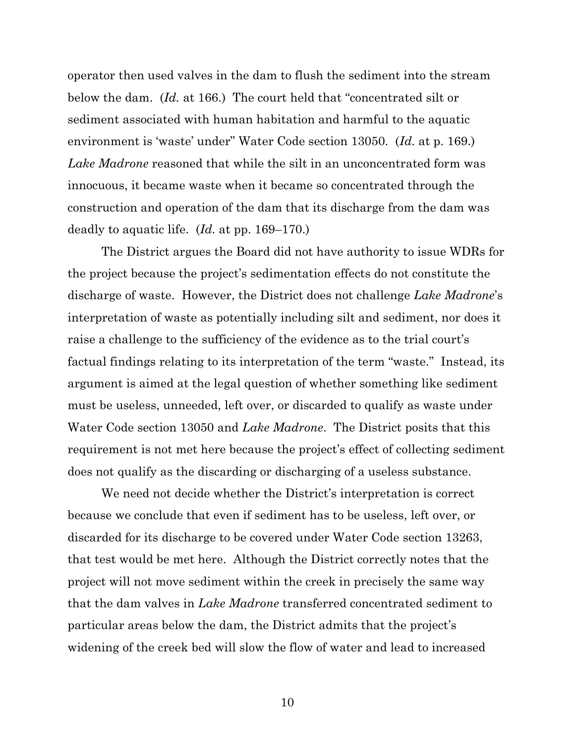operator then used valves in the dam to flush the sediment into the stream below the dam. (*Id.* at 166.) The court held that "concentrated silt or sediment associated with human habitation and harmful to the aquatic environment is 'waste' under" Water Code section 13050. (*Id.* at p. 169.) *Lake Madrone* reasoned that while the silt in an unconcentrated form was innocuous, it became waste when it became so concentrated through the construction and operation of the dam that its discharge from the dam was deadly to aquatic life. (*Id.* at pp. 169–170.)

The District argues the Board did not have authority to issue WDRs for the project because the project's sedimentation effects do not constitute the discharge of waste. However, the District does not challenge *Lake Madrone*'s interpretation of waste as potentially including silt and sediment, nor does it raise a challenge to the sufficiency of the evidence as to the trial court's factual findings relating to its interpretation of the term "waste." Instead, its argument is aimed at the legal question of whether something like sediment must be useless, unneeded, left over, or discarded to qualify as waste under Water Code section 13050 and *Lake Madrone*. The District posits that this requirement is not met here because the project's effect of collecting sediment does not qualify as the discarding or discharging of a useless substance.

We need not decide whether the District's interpretation is correct because we conclude that even if sediment has to be useless, left over, or discarded for its discharge to be covered under Water Code section 13263, that test would be met here. Although the District correctly notes that the project will not move sediment within the creek in precisely the same way that the dam valves in *Lake Madrone* transferred concentrated sediment to particular areas below the dam, the District admits that the project's widening of the creek bed will slow the flow of water and lead to increased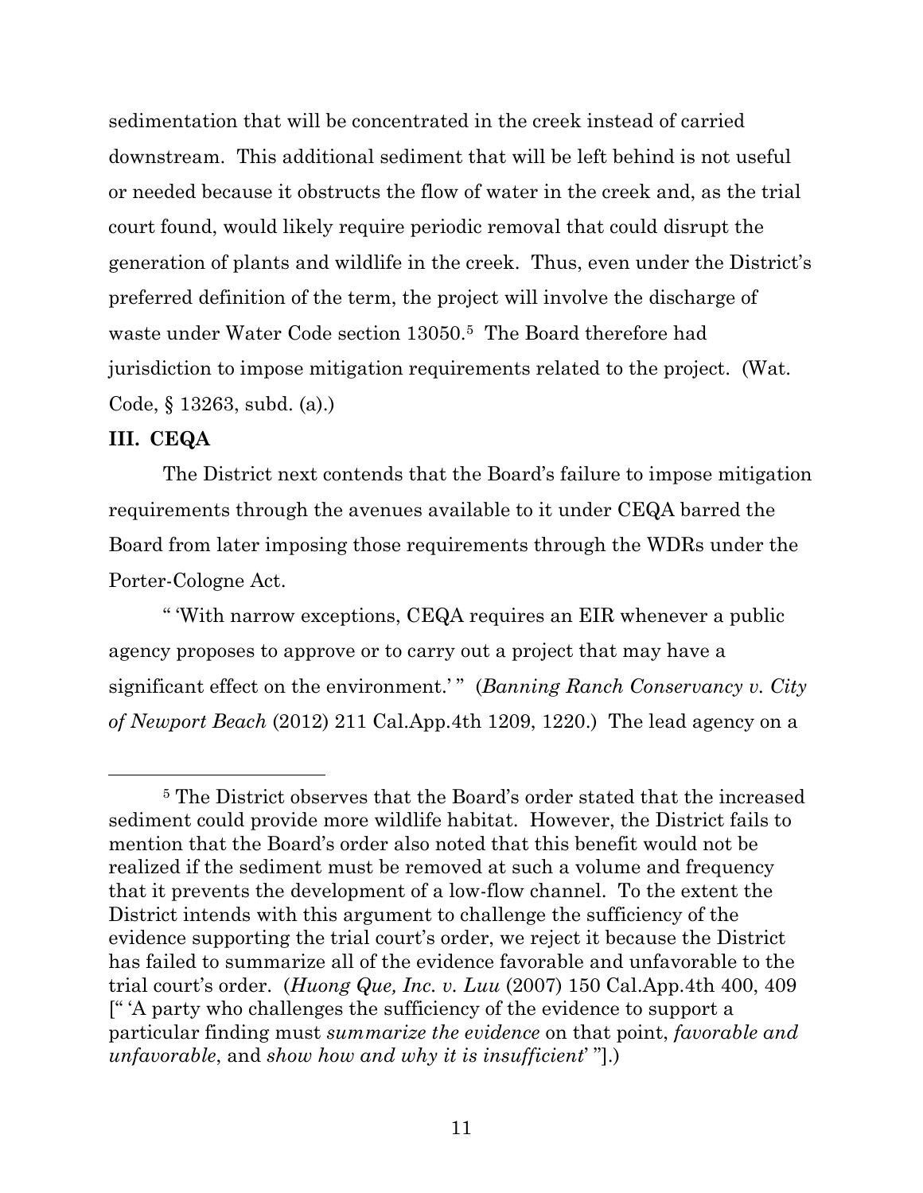sedimentation that will be concentrated in the creek instead of carried downstream. This additional sediment that will be left behind is not useful or needed because it obstructs the flow of water in the creek and, as the trial court found, would likely require periodic removal that could disrupt the generation of plants and wildlife in the creek. Thus, even under the District's preferred definition of the term, the project will involve the discharge of waste under Water Code section 13050.[5] The Board therefore had jurisdiction to impose mitigation requirements related to the project. (Wat. Code, § 13263, subd. (a).)

### III. CEQA

The District next contends that the Board's failure to impose mitigation requirements through the avenues available to it under CEQA barred the Board from later imposing those requirements through the WDRs under the Porter-Cologne Act.

" 'With narrow exceptions, CEQA requires an EIR whenever a public agency proposes to approve or to carry out a project that may have a significant effect on the environment.' " (*Banning Ranch Conservancy v. City of Newport Beach* (2012) 211 Cal.App.4th 1209, 1220.) The lead agency on a

---

[5] The District observes that the Board's order stated that the increased sediment could provide more wildlife habitat. However, the District fails to mention that the Board's order also noted that this benefit would not be realized if the sediment must be removed at such a volume and frequency that it prevents the development of a low-flow channel. To the extent the District intends with this argument to challenge the sufficiency of the evidence supporting the trial court's order, we reject it because the District has failed to summarize all of the evidence favorable and unfavorable to the trial court's order. (*Huong Que, Inc. v. Luu* (2007) 150 Cal.App.4th 400, 409 [" 'A party who challenges the sufficiency of the evidence to support a particular finding must *summarize the evidence* on that point, *favorable and unfavorable*, and *show how and why it is insufficient*' "].)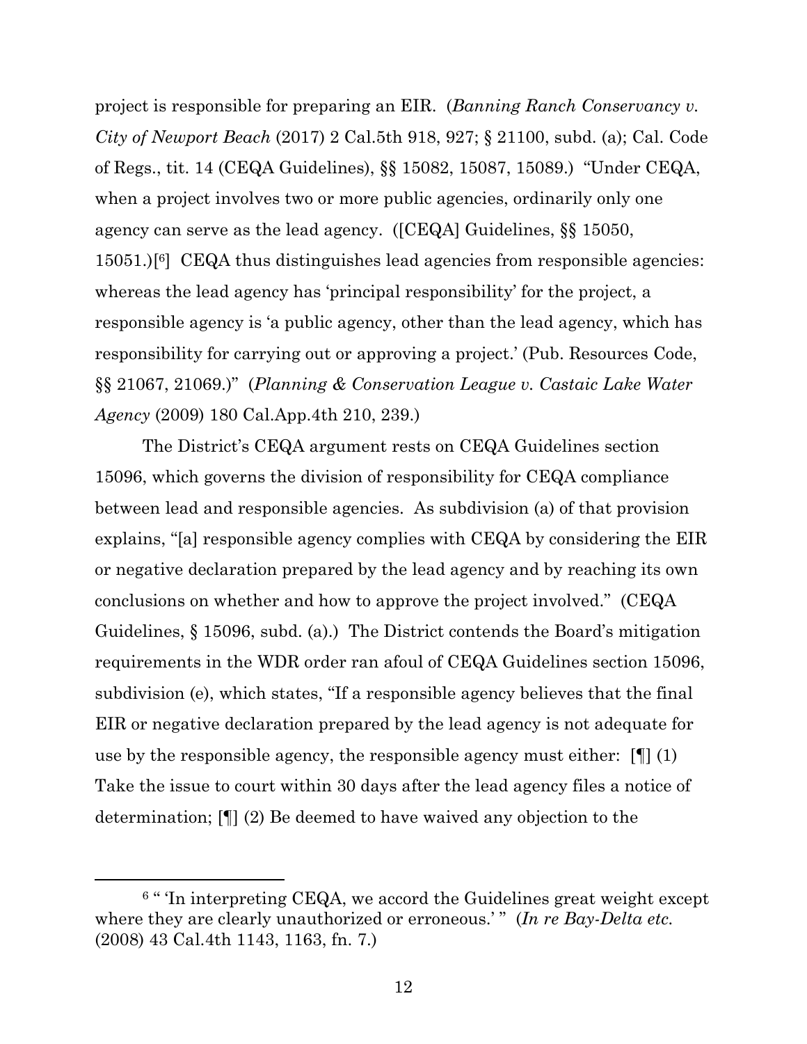project is responsible for preparing an EIR. (*Banning Ranch Conservancy v. City of Newport Beach* (2017) 2 Cal.5th 918, 927; § 21100, subd. (a); Cal. Code of Regs., tit. 14 (CEQA Guidelines), §§ 15082, 15087, 15089.) "Under CEQA, when a project involves two or more public agencies, ordinarily only one agency can serve as the lead agency. ([CEQA] Guidelines, §§ 15050, 15051.)[6] CEQA thus distinguishes lead agencies from responsible agencies: whereas the lead agency has 'principal responsibility' for the project, a responsible agency is 'a public agency, other than the lead agency, which has responsibility for carrying out or approving a project.' (Pub. Resources Code, §§ 21067, 21069.)" (*Planning & Conservation League v. Castaic Lake Water Agency* (2009) 180 Cal.App.4th 210, 239.)

The District's CEQA argument rests on CEQA Guidelines section 15096, which governs the division of responsibility for CEQA compliance between lead and responsible agencies. As subdivision (a) of that provision explains, "[a] responsible agency complies with CEQA by considering the EIR or negative declaration prepared by the lead agency and by reaching its own conclusions on whether and how to approve the project involved." (CEQA Guidelines, § 15096, subd. (a).) The District contends the Board's mitigation requirements in the WDR order ran afoul of CEQA Guidelines section 15096, subdivision (e), which states, "If a responsible agency believes that the final EIR or negative declaration prepared by the lead agency is not adequate for use by the responsible agency, the responsible agency must either: [¶] (1) Take the issue to court within 30 days after the lead agency files a notice of determination; [¶] (2) Be deemed to have waived any objection to the

[6] " 'In interpreting CEQA, we accord the Guidelines great weight except where they are clearly unauthorized or erroneous.' " (*In re Bay-Delta etc.* (2008) 43 Cal.4th 1143, 1163, fn. 7.)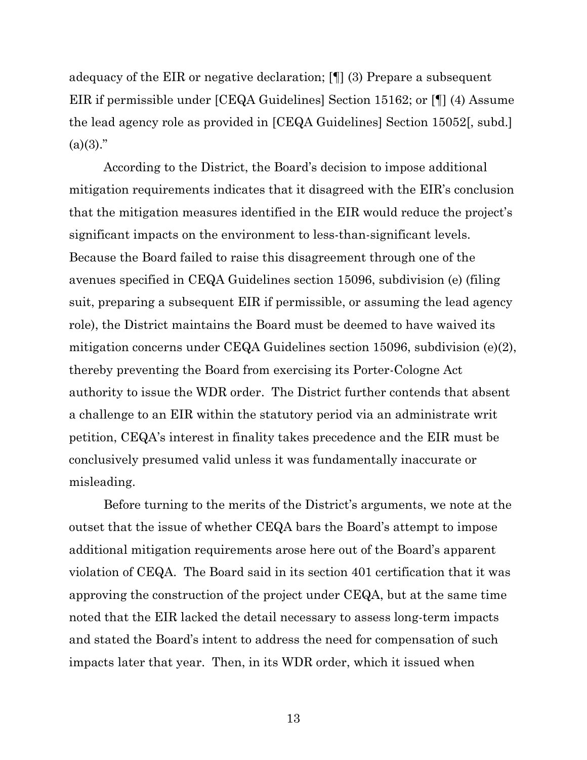adequacy of the EIR or negative declaration; [¶] (3) Prepare a subsequent EIR if permissible under [CEQA Guidelines] Section 15162; or [¶] (4) Assume the lead agency role as provided in [CEQA Guidelines] Section 15052[, subd.] (a)(3)."

According to the District, the Board's decision to impose additional mitigation requirements indicates that it disagreed with the EIR's conclusion that the mitigation measures identified in the EIR would reduce the project's significant impacts on the environment to less-than-significant levels. Because the Board failed to raise this disagreement through one of the avenues specified in CEQA Guidelines section 15096, subdivision (e) (filing suit, preparing a subsequent EIR if permissible, or assuming the lead agency role), the District maintains the Board must be deemed to have waived its mitigation concerns under CEQA Guidelines section 15096, subdivision (e)(2), thereby preventing the Board from exercising its Porter-Cologne Act authority to issue the WDR order. The District further contends that absent a challenge to an EIR within the statutory period via an administrate writ petition, CEQA's interest in finality takes precedence and the EIR must be conclusively presumed valid unless it was fundamentally inaccurate or misleading.

Before turning to the merits of the District's arguments, we note at the outset that the issue of whether CEQA bars the Board's attempt to impose additional mitigation requirements arose here out of the Board's apparent violation of CEQA. The Board said in its section 401 certification that it was approving the construction of the project under CEQA, but at the same time noted that the EIR lacked the detail necessary to assess long-term impacts and stated the Board's intent to address the need for compensation of such impacts later that year. Then, in its WDR order, which it issued when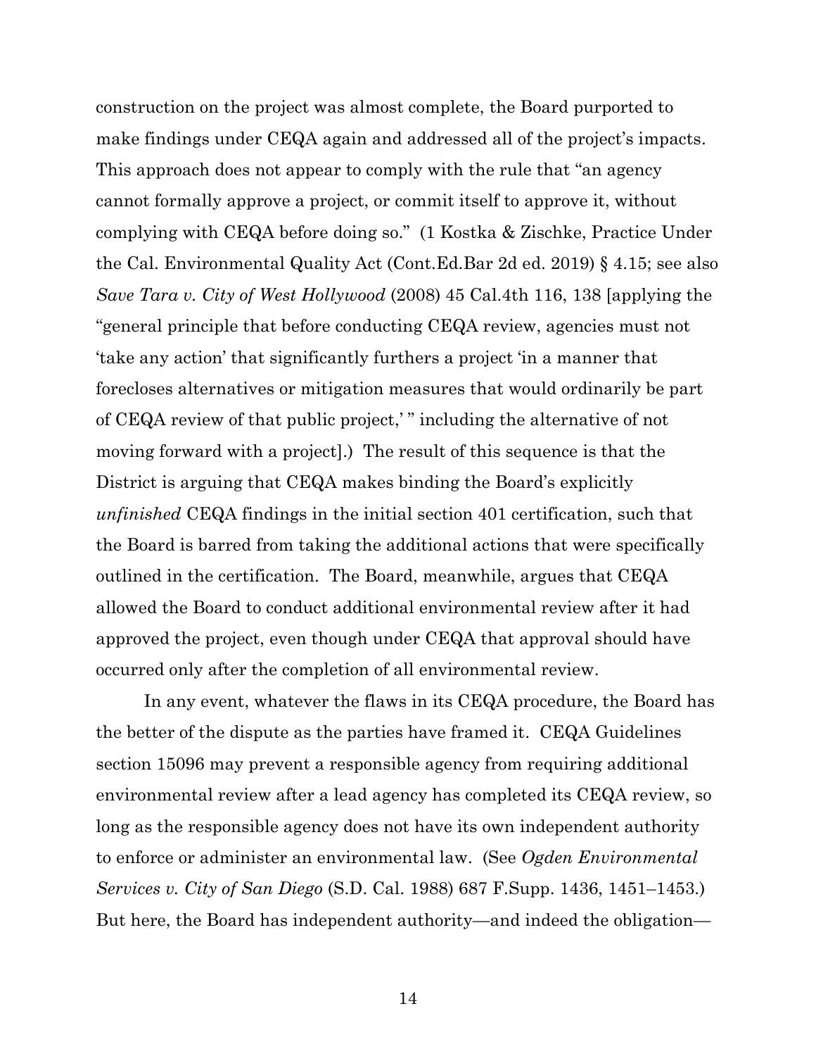construction on the project was almost complete, the Board purported to make findings under CEQA again and addressed all of the project's impacts. This approach does not appear to comply with the rule that "an agency cannot formally approve a project, or commit itself to approve it, without complying with CEQA before doing so." (1 Kostka & Zischke, Practice Under the Cal. Environmental Quality Act (Cont.Ed.Bar 2d ed. 2019) § 4.15; see also *Save Tara v. City of West Hollywood* (2008) 45 Cal.4th 116, 138 [applying the "general principle that before conducting CEQA review, agencies must not 'take any action' that significantly furthers a project 'in a manner that forecloses alternatives or mitigation measures that would ordinarily be part of CEQA review of that public project,' " including the alternative of not moving forward with a project].) The result of this sequence is that the District is arguing that CEQA makes binding the Board's explicitly *unfinished* CEQA findings in the initial section 401 certification, such that the Board is barred from taking the additional actions that were specifically outlined in the certification. The Board, meanwhile, argues that CEQA allowed the Board to conduct additional environmental review after it had approved the project, even though under CEQA that approval should have occurred only after the completion of all environmental review.

In any event, whatever the flaws in its CEQA procedure, the Board has the better of the dispute as the parties have framed it. CEQA Guidelines section 15096 may prevent a responsible agency from requiring additional environmental review after a lead agency has completed its CEQA review, so long as the responsible agency does not have its own independent authority to enforce or administer an environmental law. (See *Ogden Environmental Services v. City of San Diego* (S.D. Cal. 1988) 687 F.Supp. 1436, 1451–1453.) But here, the Board has independent authority—and indeed the obligation—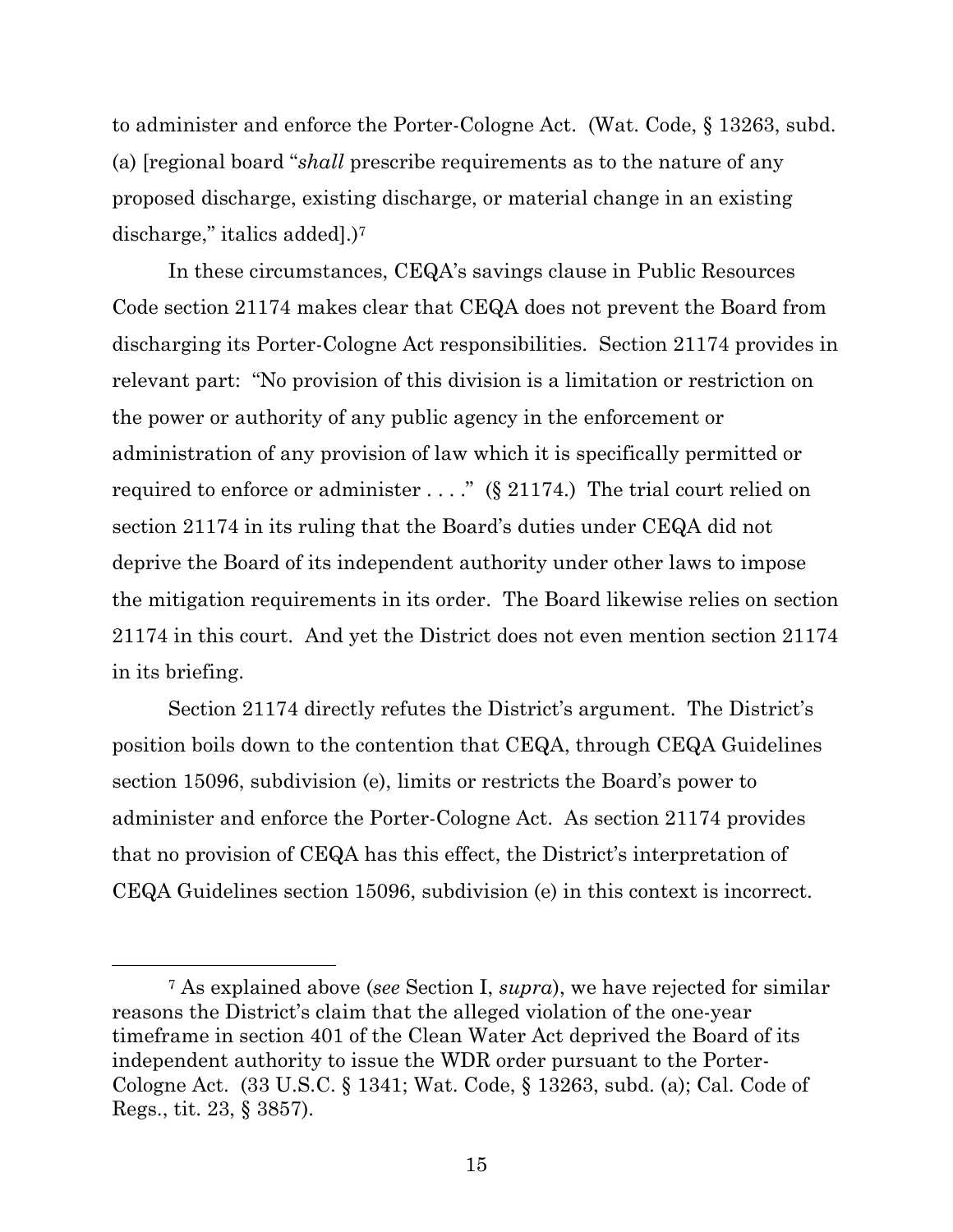to administer and enforce the Porter-Cologne Act. (Wat. Code, § 13263, subd. (a) [regional board "*shall* prescribe requirements as to the nature of any proposed discharge, existing discharge, or material change in an existing discharge," italics added].)[7]

In these circumstances, CEQA's savings clause in Public Resources Code section 21174 makes clear that CEQA does not prevent the Board from discharging its Porter-Cologne Act responsibilities. Section 21174 provides in relevant part: "No provision of this division is a limitation or restriction on the power or authority of any public agency in the enforcement or administration of any provision of law which it is specifically permitted or required to enforce or administer . . . ." (§ 21174.) The trial court relied on section 21174 in its ruling that the Board's duties under CEQA did not deprive the Board of its independent authority under other laws to impose the mitigation requirements in its order. The Board likewise relies on section 21174 in this court. And yet the District does not even mention section 21174 in its briefing.

Section 21174 directly refutes the District's argument. The District's position boils down to the contention that CEQA, through CEQA Guidelines section 15096, subdivision (e), limits or restricts the Board's power to administer and enforce the Porter-Cologne Act. As section 21174 provides that no provision of CEQA has this effect, the District's interpretation of CEQA Guidelines section 15096, subdivision (e) in this context is incorrect.

---

[7] As explained above (*see* Section I, *supra*), we have rejected for similar reasons the District's claim that the alleged violation of the one-year timeframe in section 401 of the Clean Water Act deprived the Board of its independent authority to issue the WDR order pursuant to the Porter-Cologne Act. (33 U.S.C. § 1341; Wat. Code, § 13263, subd. (a); Cal. Code of Regs., tit. 23, § 3857).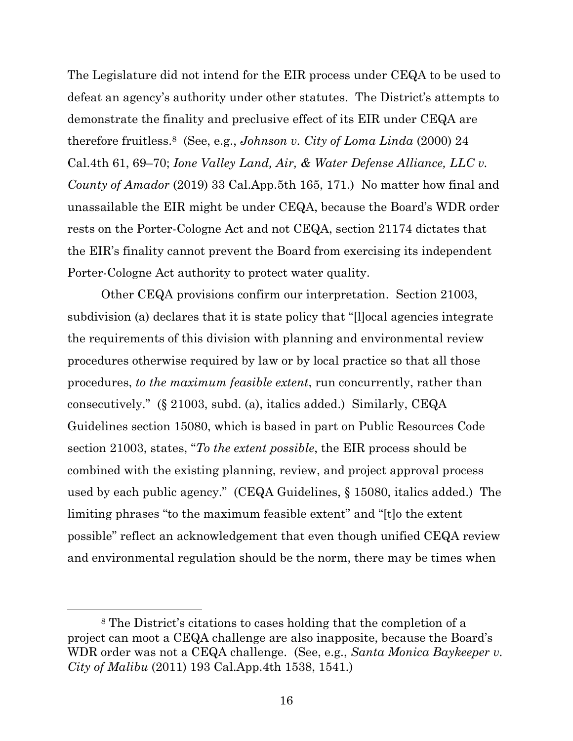The Legislature did not intend for the EIR process under CEQA to be used to defeat an agency's authority under other statutes. The District's attempts to demonstrate the finality and preclusive effect of its EIR under CEQA are therefore fruitless.[8] (See, e.g., *Johnson v. City of Loma Linda* (2000) 24 Cal.4th 61, 69–70; *Ione Valley Land, Air, & Water Defense Alliance, LLC v. County of Amador* (2019) 33 Cal.App.5th 165, 171.) No matter how final and unassailable the EIR might be under CEQA, because the Board's WDR order rests on the Porter-Cologne Act and not CEQA, section 21174 dictates that the EIR's finality cannot prevent the Board from exercising its independent Porter-Cologne Act authority to protect water quality.

Other CEQA provisions confirm our interpretation. Section 21003, subdivision (a) declares that it is state policy that "[l]ocal agencies integrate the requirements of this division with planning and environmental review procedures otherwise required by law or by local practice so that all those procedures, *to the maximum feasible extent*, run concurrently, rather than consecutively." (§ 21003, subd. (a), italics added.) Similarly, CEQA Guidelines section 15080, which is based in part on Public Resources Code section 21003, states, "*To the extent possible*, the EIR process should be combined with the existing planning, review, and project approval process used by each public agency." (CEQA Guidelines, § 15080, italics added.) The limiting phrases "to the maximum feasible extent" and "[t]o the extent possible" reflect an acknowledgement that even though unified CEQA review and environmental regulation should be the norm, there may be times when

[8] The District's citations to cases holding that the completion of a project can moot a CEQA challenge are also inapposite, because the Board's WDR order was not a CEQA challenge. (See, e.g., *Santa Monica Baykeeper v. City of Malibu* (2011) 193 Cal.App.4th 1538, 1541.)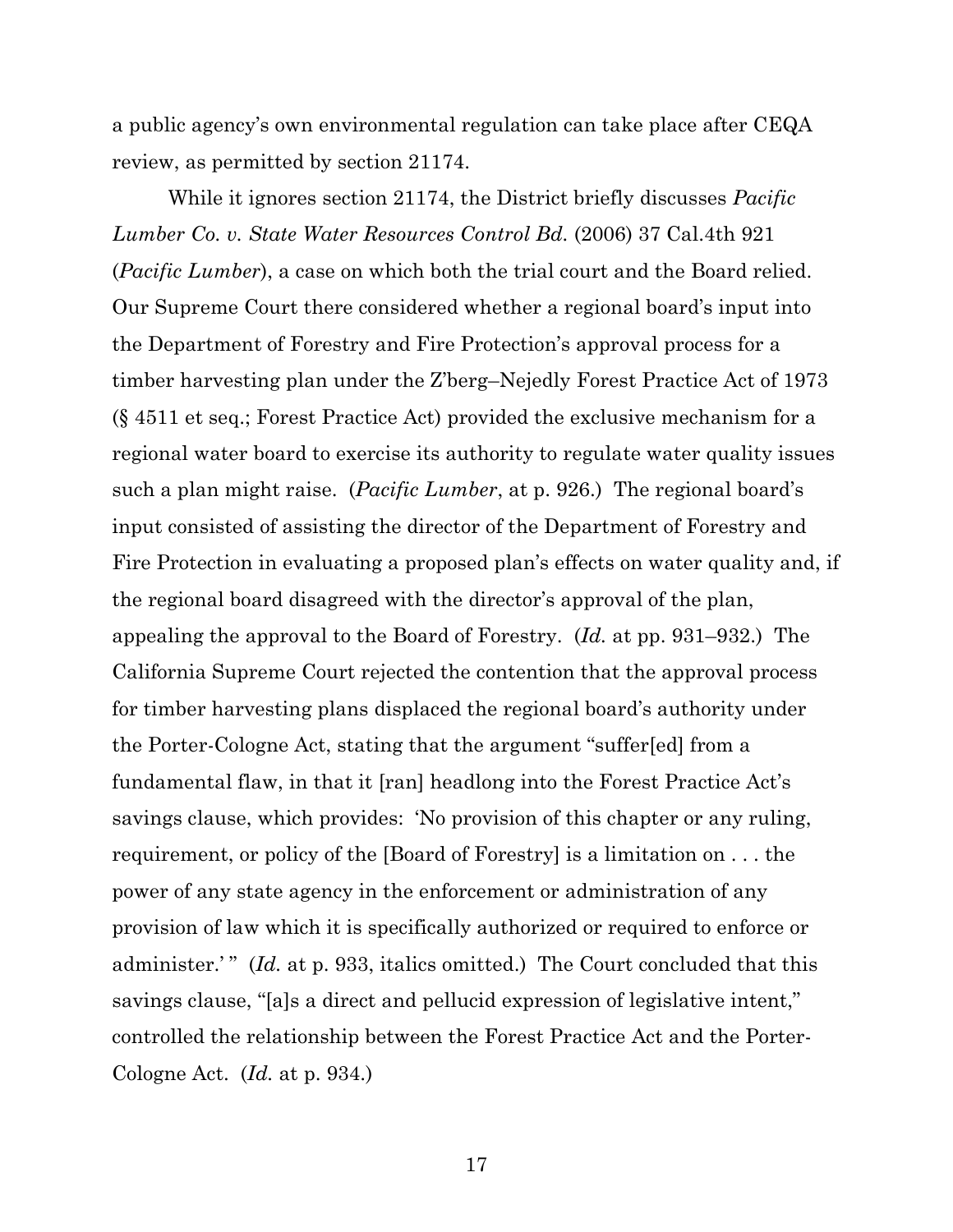a public agency's own environmental regulation can take place after CEQA review, as permitted by section 21174.

While it ignores section 21174, the District briefly discusses *Pacific Lumber Co. v. State Water Resources Control Bd.* (2006) 37 Cal.4th 921 (*Pacific Lumber*), a case on which both the trial court and the Board relied. Our Supreme Court there considered whether a regional board's input into the Department of Forestry and Fire Protection's approval process for a timber harvesting plan under the Z'berg–Nejedly Forest Practice Act of 1973 (§ 4511 et seq.; Forest Practice Act) provided the exclusive mechanism for a regional water board to exercise its authority to regulate water quality issues such a plan might raise. (*Pacific Lumber*, at p. 926.) The regional board's input consisted of assisting the director of the Department of Forestry and Fire Protection in evaluating a proposed plan's effects on water quality and, if the regional board disagreed with the director's approval of the plan, appealing the approval to the Board of Forestry. (*Id.* at pp. 931–932.) The California Supreme Court rejected the contention that the approval process for timber harvesting plans displaced the regional board's authority under the Porter-Cologne Act, stating that the argument "suffer[ed] from a fundamental flaw, in that it [ran] headlong into the Forest Practice Act's savings clause, which provides: 'No provision of this chapter or any ruling, requirement, or policy of the [Board of Forestry] is a limitation on . . . the power of any state agency in the enforcement or administration of any provision of law which it is specifically authorized or required to enforce or administer.' " (*Id.* at p. 933, italics omitted.) The Court concluded that this savings clause, "[a]s a direct and pellucid expression of legislative intent," controlled the relationship between the Forest Practice Act and the Porter-Cologne Act. (*Id.* at p. 934.)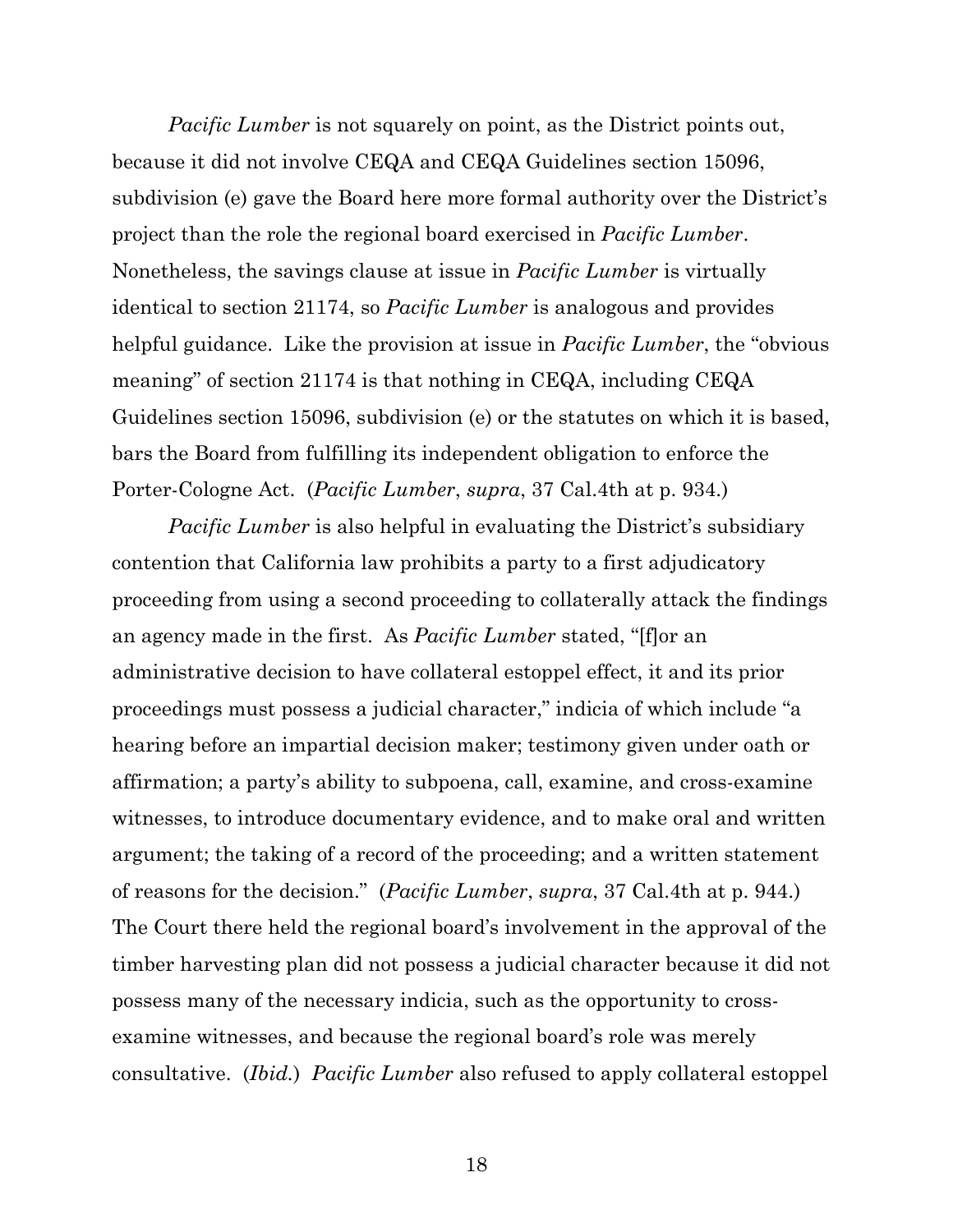*Pacific Lumber* is not squarely on point, as the District points out, because it did not involve CEQA and CEQA Guidelines section 15096, subdivision (e) gave the Board here more formal authority over the District's project than the role the regional board exercised in *Pacific Lumber*. Nonetheless, the savings clause at issue in *Pacific Lumber* is virtually identical to section 21174, so *Pacific Lumber* is analogous and provides helpful guidance. Like the provision at issue in *Pacific Lumber*, the "obvious meaning" of section 21174 is that nothing in CEQA, including CEQA Guidelines section 15096, subdivision (e) or the statutes on which it is based, bars the Board from fulfilling its independent obligation to enforce the Porter-Cologne Act. (*Pacific Lumber*, *supra*, 37 Cal.4th at p. 934.)

*Pacific Lumber* is also helpful in evaluating the District's subsidiary contention that California law prohibits a party to a first adjudicatory proceeding from using a second proceeding to collaterally attack the findings an agency made in the first. As *Pacific Lumber* stated, "[f]or an administrative decision to have collateral estoppel effect, it and its prior proceedings must possess a judicial character," indicia of which include "a hearing before an impartial decision maker; testimony given under oath or affirmation; a party's ability to subpoena, call, examine, and cross-examine witnesses, to introduce documentary evidence, and to make oral and written argument; the taking of a record of the proceeding; and a written statement of reasons for the decision." (*Pacific Lumber*, *supra*, 37 Cal.4th at p. 944.) The Court there held the regional board's involvement in the approval of the timber harvesting plan did not possess a judicial character because it did not possess many of the necessary indicia, such as the opportunity to cross-examine witnesses, and because the regional board's role was merely consultative. (*Ibid.*) *Pacific Lumber* also refused to apply collateral estoppel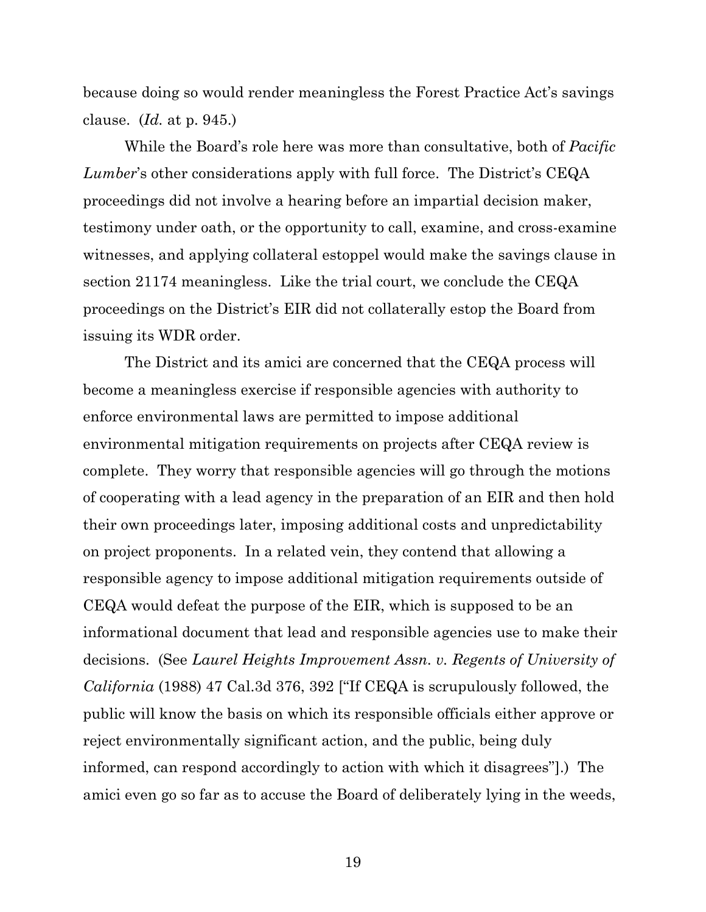because doing so would render meaningless the Forest Practice Act's savings clause. (*Id.* at p. 945.)

While the Board's role here was more than consultative, both of *Pacific Lumber*'s other considerations apply with full force. The District's CEQA proceedings did not involve a hearing before an impartial decision maker, testimony under oath, or the opportunity to call, examine, and cross-examine witnesses, and applying collateral estoppel would make the savings clause in section 21174 meaningless. Like the trial court, we conclude the CEQA proceedings on the District's EIR did not collaterally estop the Board from issuing its WDR order.

The District and its amici are concerned that the CEQA process will become a meaningless exercise if responsible agencies with authority to enforce environmental laws are permitted to impose additional environmental mitigation requirements on projects after CEQA review is complete. They worry that responsible agencies will go through the motions of cooperating with a lead agency in the preparation of an EIR and then hold their own proceedings later, imposing additional costs and unpredictability on project proponents. In a related vein, they contend that allowing a responsible agency to impose additional mitigation requirements outside of CEQA would defeat the purpose of the EIR, which is supposed to be an informational document that lead and responsible agencies use to make their decisions. (See *Laurel Heights Improvement Assn. v. Regents of University of California* (1988) 47 Cal.3d 376, 392 ["If CEQA is scrupulously followed, the public will know the basis on which its responsible officials either approve or reject environmentally significant action, and the public, being duly informed, can respond accordingly to action with which it disagrees"].) The amici even go so far as to accuse the Board of deliberately lying in the weeds,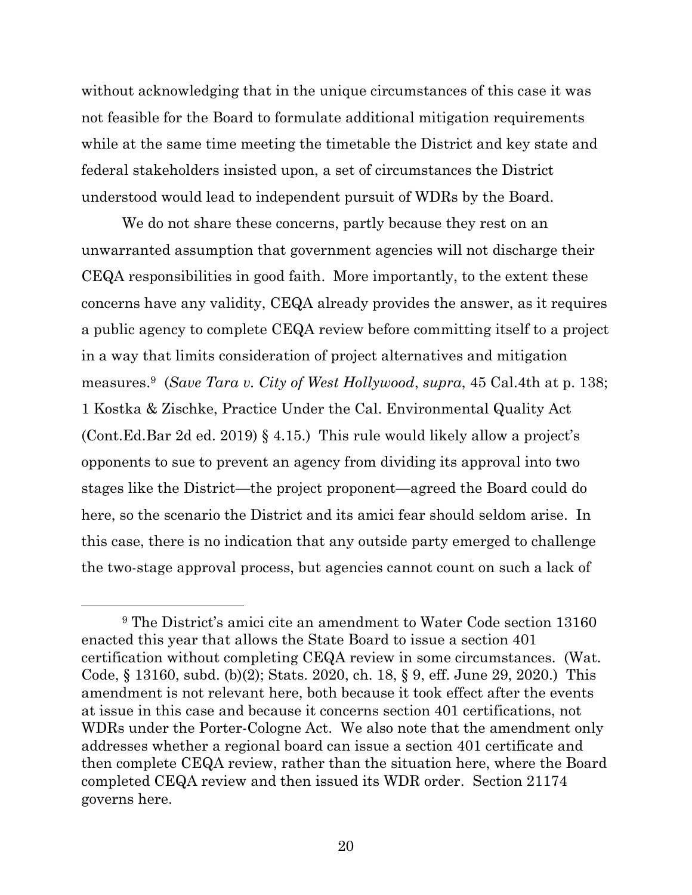without acknowledging that in the unique circumstances of this case it was not feasible for the Board to formulate additional mitigation requirements while at the same time meeting the timetable the District and key state and federal stakeholders insisted upon, a set of circumstances the District understood would lead to independent pursuit of WDRs by the Board.

We do not share these concerns, partly because they rest on an unwarranted assumption that government agencies will not discharge their CEQA responsibilities in good faith. More importantly, to the extent these concerns have any validity, CEQA already provides the answer, as it requires a public agency to complete CEQA review before committing itself to a project in a way that limits consideration of project alternatives and mitigation measures.[9] (*Save Tara v. City of West Hollywood*, *supra*, 45 Cal.4th at p. 138; 1 Kostka & Zischke, Practice Under the Cal. Environmental Quality Act (Cont.Ed.Bar 2d ed. 2019) § 4.15.) This rule would likely allow a project's opponents to sue to prevent an agency from dividing its approval into two stages like the District—the project proponent—agreed the Board could do here, so the scenario the District and its amici fear should seldom arise. In this case, there is no indication that any outside party emerged to challenge the two-stage approval process, but agencies cannot count on such a lack of

[9] The District's amici cite an amendment to Water Code section 13160 enacted this year that allows the State Board to issue a section 401 certification without completing CEQA review in some circumstances. (Wat. Code, § 13160, subd. (b)(2); Stats. 2020, ch. 18, § 9, eff. June 29, 2020.) This amendment is not relevant here, both because it took effect after the events at issue in this case and because it concerns section 401 certifications, not WDRs under the Porter-Cologne Act. We also note that the amendment only addresses whether a regional board can issue a section 401 certificate and then complete CEQA review, rather than the situation here, where the Board completed CEQA review and then issued its WDR order. Section 21174 governs here.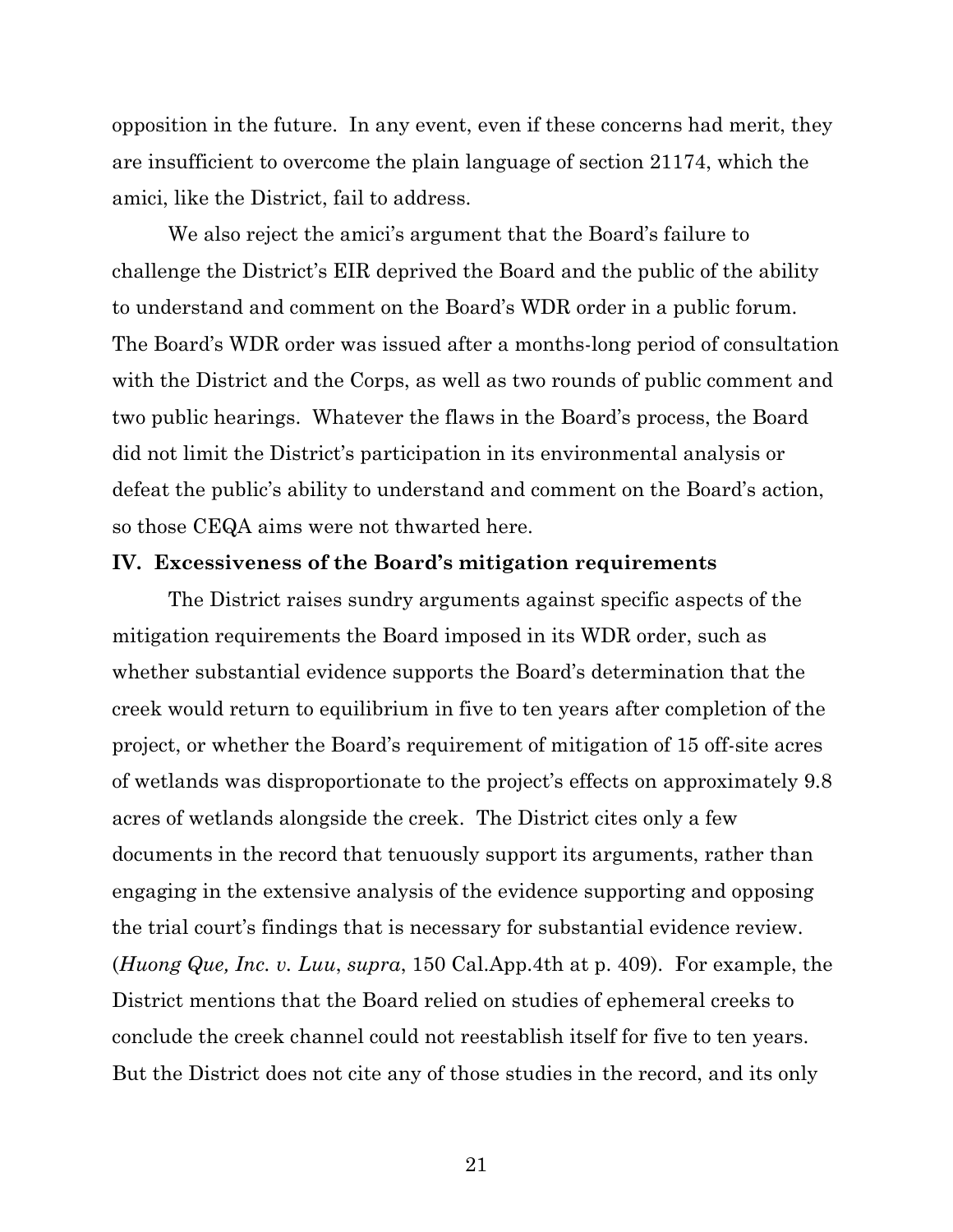opposition in the future. In any event, even if these concerns had merit, they are insufficient to overcome the plain language of section 21174, which the amici, like the District, fail to address.

We also reject the amici's argument that the Board's failure to challenge the District's EIR deprived the Board and the public of the ability to understand and comment on the Board's WDR order in a public forum. The Board's WDR order was issued after a months-long period of consultation with the District and the Corps, as well as two rounds of public comment and two public hearings. Whatever the flaws in the Board's process, the Board did not limit the District's participation in its environmental analysis or defeat the public's ability to understand and comment on the Board's action, so those CEQA aims were not thwarted here.

**IV. Excessiveness of the Board's mitigation requirements**

The District raises sundry arguments against specific aspects of the mitigation requirements the Board imposed in its WDR order, such as whether substantial evidence supports the Board's determination that the creek would return to equilibrium in five to ten years after completion of the project, or whether the Board's requirement of mitigation of 15 off-site acres of wetlands was disproportionate to the project's effects on approximately 9.8 acres of wetlands alongside the creek. The District cites only a few documents in the record that tenuously support its arguments, rather than engaging in the extensive analysis of the evidence supporting and opposing the trial court's findings that is necessary for substantial evidence review. (*Huong Que, Inc. v. Luu*, *supra*, 150 Cal.App.4th at p. 409). For example, the District mentions that the Board relied on studies of ephemeral creeks to conclude the creek channel could not reestablish itself for five to ten years. But the District does not cite any of those studies in the record, and its only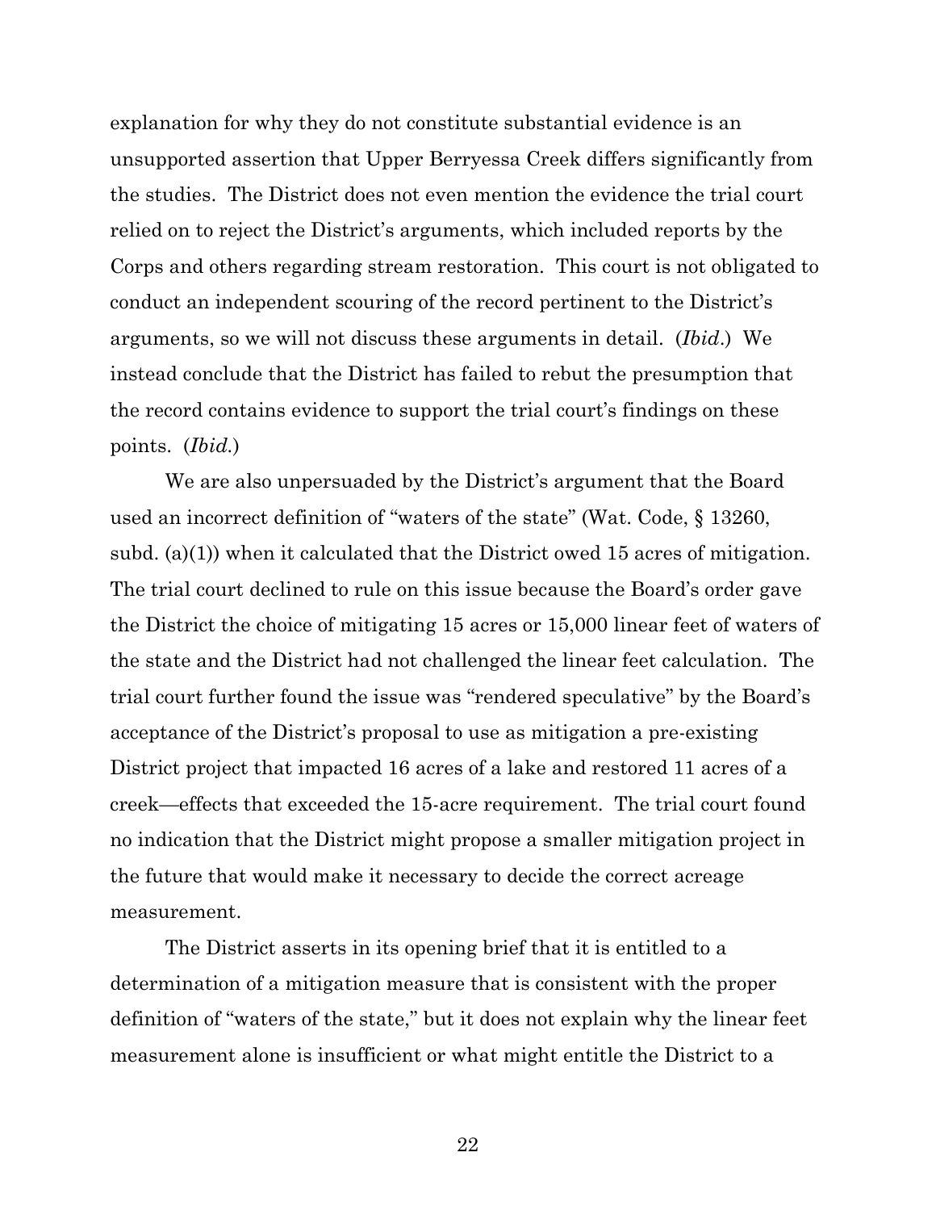explanation for why they do not constitute substantial evidence is an unsupported assertion that Upper Berryessa Creek differs significantly from the studies. The District does not even mention the evidence the trial court relied on to reject the District's arguments, which included reports by the Corps and others regarding stream restoration. This court is not obligated to conduct an independent scouring of the record pertinent to the District's arguments, so we will not discuss these arguments in detail. (*Ibid*.) We instead conclude that the District has failed to rebut the presumption that the record contains evidence to support the trial court's findings on these points. (*Ibid.*)

We are also unpersuaded by the District's argument that the Board used an incorrect definition of "waters of the state" (Wat. Code, § 13260, subd. (a)(1)) when it calculated that the District owed 15 acres of mitigation. The trial court declined to rule on this issue because the Board's order gave the District the choice of mitigating 15 acres or 15,000 linear feet of waters of the state and the District had not challenged the linear feet calculation. The trial court further found the issue was "rendered speculative" by the Board's acceptance of the District's proposal to use as mitigation a pre-existing District project that impacted 16 acres of a lake and restored 11 acres of a creek—effects that exceeded the 15-acre requirement. The trial court found no indication that the District might propose a smaller mitigation project in the future that would make it necessary to decide the correct acreage measurement.

The District asserts in its opening brief that it is entitled to a determination of a mitigation measure that is consistent with the proper definition of "waters of the state," but it does not explain why the linear feet measurement alone is insufficient or what might entitle the District to a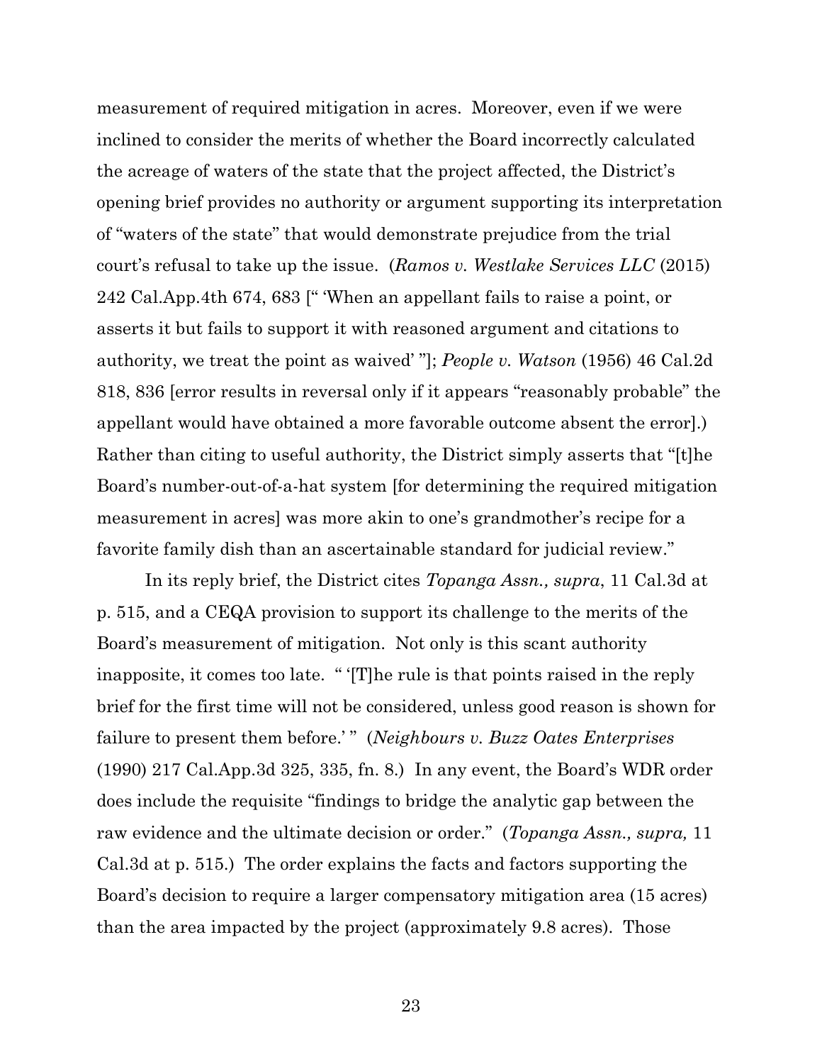measurement of required mitigation in acres. Moreover, even if we were inclined to consider the merits of whether the Board incorrectly calculated the acreage of waters of the state that the project affected, the District's opening brief provides no authority or argument supporting its interpretation of "waters of the state" that would demonstrate prejudice from the trial court's refusal to take up the issue. (*Ramos v. Westlake Services LLC* (2015) 242 Cal.App.4th 674, 683 [" 'When an appellant fails to raise a point, or asserts it but fails to support it with reasoned argument and citations to authority, we treat the point as waived' "]; *People v. Watson* (1956) 46 Cal.2d 818, 836 [error results in reversal only if it appears "reasonably probable" the appellant would have obtained a more favorable outcome absent the error].) Rather than citing to useful authority, the District simply asserts that "[t]he Board's number-out-of-a-hat system [for determining the required mitigation measurement in acres] was more akin to one's grandmother's recipe for a favorite family dish than an ascertainable standard for judicial review."

In its reply brief, the District cites *Topanga Assn., supra*, 11 Cal.3d at p. 515, and a CEQA provision to support its challenge to the merits of the Board's measurement of mitigation. Not only is this scant authority inapposite, it comes too late. " '[T]he rule is that points raised in the reply brief for the first time will not be considered, unless good reason is shown for failure to present them before.' " (*Neighbours v. Buzz Oates Enterprises* (1990) 217 Cal.App.3d 325, 335, fn. 8.) In any event, the Board's WDR order does include the requisite "findings to bridge the analytic gap between the raw evidence and the ultimate decision or order." (*Topanga Assn., supra,* 11 Cal.3d at p. 515.) The order explains the facts and factors supporting the Board's decision to require a larger compensatory mitigation area (15 acres) than the area impacted by the project (approximately 9.8 acres). Those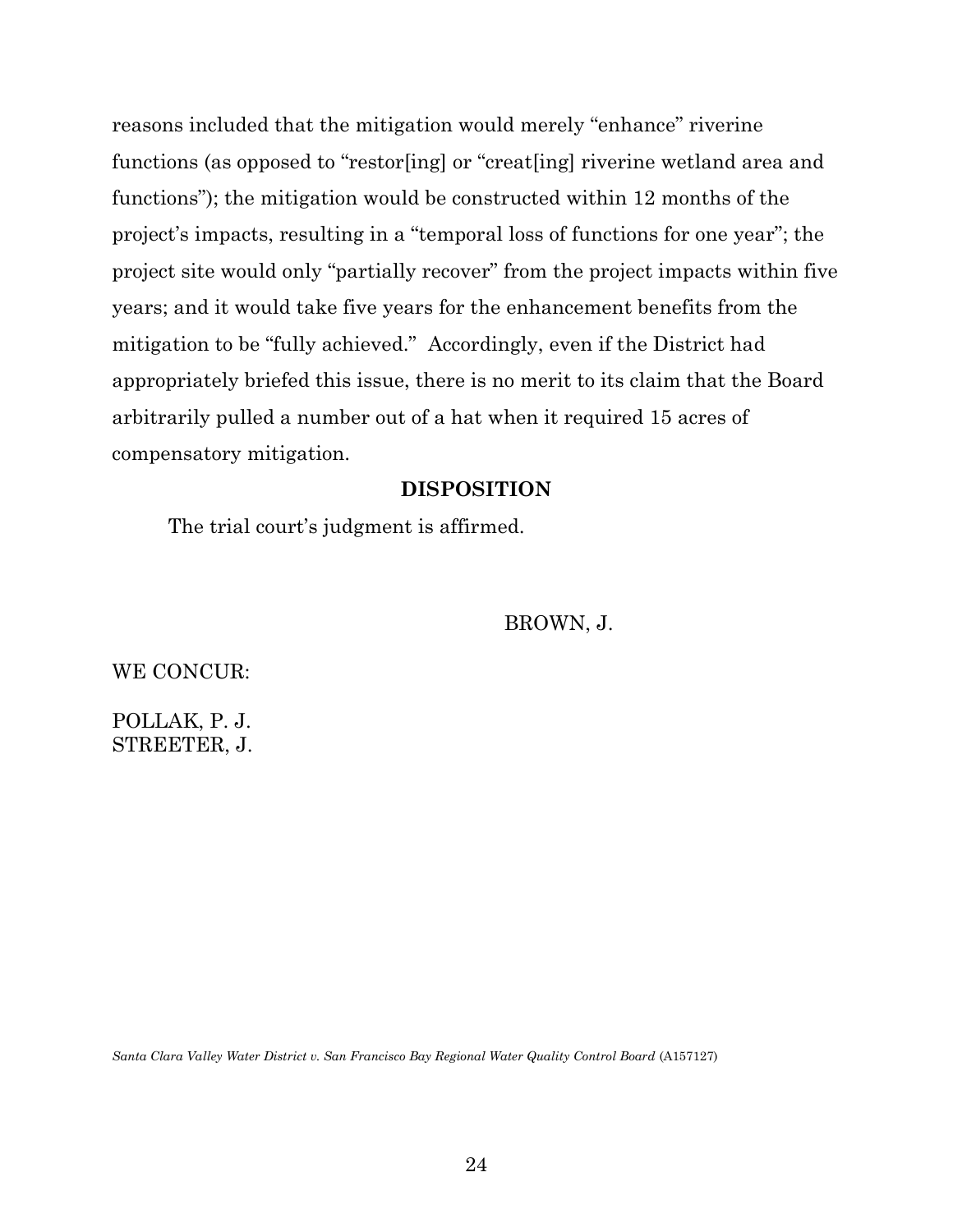reasons included that the mitigation would merely "enhance" riverine functions (as opposed to "restor[ing] or "creat[ing] riverine wetland area and functions"); the mitigation would be constructed within 12 months of the project's impacts, resulting in a "temporal loss of functions for one year"; the project site would only "partially recover" from the project impacts within five years; and it would take five years for the enhancement benefits from the mitigation to be "fully achieved." Accordingly, even if the District had appropriately briefed this issue, there is no merit to its claim that the Board arbitrarily pulled a number out of a hat when it required 15 acres of compensatory mitigation.

## DISPOSITION

The trial court's judgment is affirmed.

BROWN, J.

WE CONCUR:

POLLAK, P. J.
STREETER, J.

*Santa Clara Valley Water District v. San Francisco Bay Regional Water Quality Control Board* (A157127)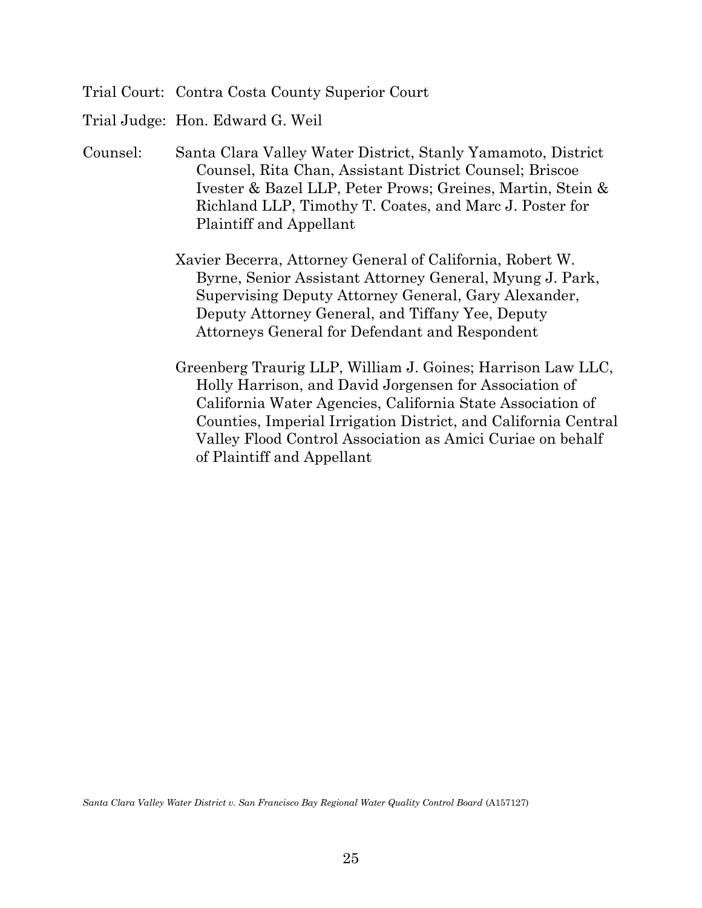Trial Court: Contra Costa County Superior Court

Trial Judge: Hon. Edward G. Weil

Counsel: Santa Clara Valley Water District, Stanly Yamamoto, District Counsel, Rita Chan, Assistant District Counsel; Briscoe Ivester & Bazel LLP, Peter Prows; Greines, Martin, Stein & Richland LLP, Timothy T. Coates, and Marc J. Poster for Plaintiff and Appellant

Xavier Becerra, Attorney General of California, Robert W. Byrne, Senior Assistant Attorney General, Myung J. Park, Supervising Deputy Attorney General, Gary Alexander, Deputy Attorney General, and Tiffany Yee, Deputy Attorneys General for Defendant and Respondent

Greenberg Traurig LLP, William J. Goines; Harrison Law LLC, Holly Harrison, and David Jorgensen for Association of California Water Agencies, California State Association of Counties, Imperial Irrigation District, and California Central Valley Flood Control Association as Amici Curiae on behalf of Plaintiff and Appellant

*Santa Clara Valley Water District v. San Francisco Bay Regional Water Quality Control Board* (A157127)